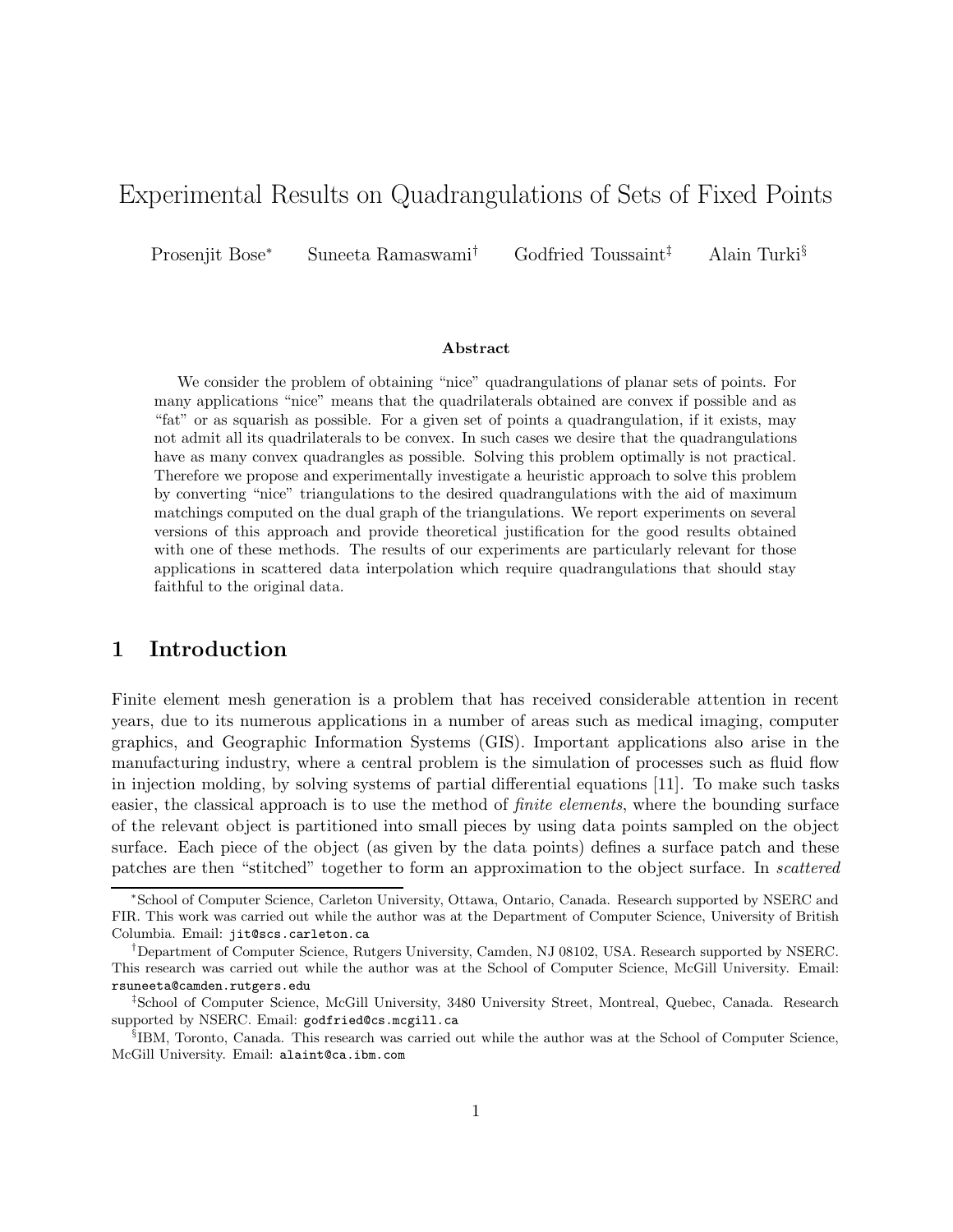# Experimental Results on Quadrangulations of Sets of Fixed Points

Prosenjit Bose* Suneeta Ramaswami† Godfried Toussaint‡ Alain Turki§

### Abstract

We consider the problem of obtaining "nice" quadrangulations of planar sets of points. For many applications "nice" means that the quadrilaterals obtained are convex if possible and as "fat" or as squarish as possible. For a given set of points a quadrangulation, if it exists, may not admit all its quadrilaterals to be convex. In such cases we desire that the quadrangulations have as many convex quadrangles as possible. Solving this problem optimally is not practical. Therefore we propose and experimentally investigate a heuristic approach to solve this problem by converting "nice" triangulations to the desired quadrangulations with the aid of maximum matchings computed on the dual graph of the triangulations. We report experiments on several versions of this approach and provide theoretical justification for the good results obtained with one of these methods. The results of our experiments are particularly relevant for those applications in scattered data interpolation which require quadrangulations that should stay faithful to the original data.

## 1 Introduction

Finite element mesh generation is a problem that has received considerable attention in recent years, due to its numerous applications in a number of areas such as medical imaging, computer graphics, and Geographic Information Systems (GIS). Important applications also arise in the manufacturing industry, where a central problem is the simulation of processes such as fluid flow in injection molding, by solving systems of partial differential equations [11]. To make such tasks easier, the classical approach is to use the method of *finite elements*, where the bounding surface of the relevant object is partitioned into small pieces by using data points sampled on the object surface. Each piece of the object (as given by the data points) defines a surface patch and these patches are then "stitched" together to form an approximation to the object surface. In *scattered*

*School of Computer Science, Carleton University, Ottawa, Ontario, Canada. Research supported by NSERC and FIR. This work was carried out while the author was at the Department of Computer Science, University of British Columbia. Email: jit@scs.carleton.ca

†Department of Computer Science, Rutgers University, Camden, NJ 08102, USA. Research supported by NSERC. This research was carried out while the author was at the School of Computer Science, McGill University. Email: rsuneeta@camden.rutgers.edu

‡School of Computer Science, McGill University, 3480 University Street, Montreal, Quebec, Canada. Research supported by NSERC. Email: godfried@cs.mcgill.ca

§IBM, Toronto, Canada. This research was carried out while the author was at the School of Computer Science, McGill University. Email: alaint@ca.ibm.com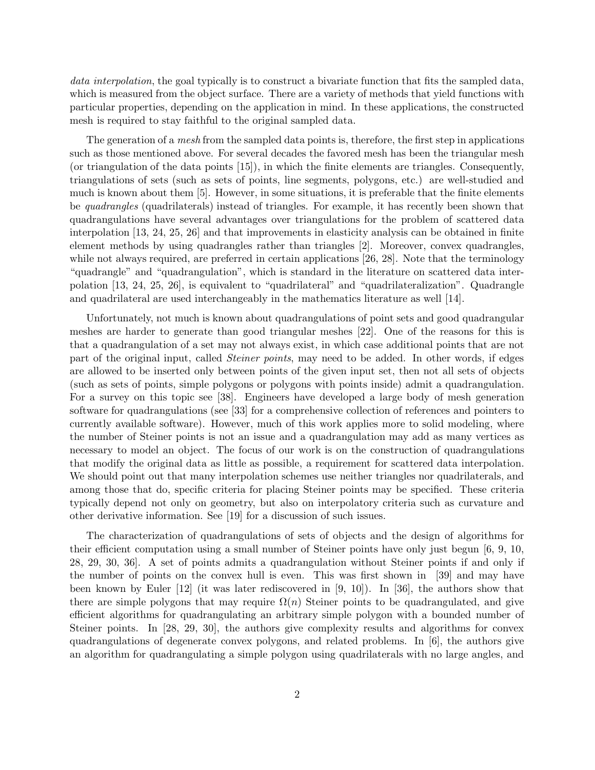*data interpolation*, the goal typically is to construct a bivariate function that fits the sampled data, which is measured from the object surface. There are a variety of methods that yield functions with particular properties, depending on the application in mind. In these applications, the constructed mesh is required to stay faithful to the original sampled data.

The generation of a *mesh* from the sampled data points is, therefore, the first step in applications such as those mentioned above. For several decades the favored mesh has been the triangular mesh (or triangulation of the data points [15]), in which the finite elements are triangles. Consequently, triangulations of sets (such as sets of points, line segments, polygons, etc.) are well-studied and much is known about them [5]. However, in some situations, it is preferable that the finite elements be *quadrangles* (quadrilaterals) instead of triangles. For example, it has recently been shown that quadrangulations have several advantages over triangulations for the problem of scattered data interpolation [13, 24, 25, 26] and that improvements in elasticity analysis can be obtained in finite element methods by using quadrangles rather than triangles [2]. Moreover, convex quadrangles, while not always required, are preferred in certain applications [26, 28]. Note that the terminology "quadrangle" and "quadrangulation", which is standard in the literature on scattered data interpolation [13, 24, 25, 26], is equivalent to "quadrilateral" and "quadrilateralization". Quadrangle and quadrilateral are used interchangeably in the mathematics literature as well [14].

Unfortunately, not much is known about quadrangulations of point sets and good quadrangular meshes are harder to generate than good triangular meshes [22]. One of the reasons for this is that a quadrangulation of a set may not always exist, in which case additional points that are not part of the original input, called *Steiner points*, may need to be added. In other words, if edges are allowed to be inserted only between points of the given input set, then not all sets of objects (such as sets of points, simple polygons or polygons with points inside) admit a quadrangulation. For a survey on this topic see [38]. Engineers have developed a large body of mesh generation software for quadrangulations (see [33] for a comprehensive collection of references and pointers to currently available software). However, much of this work applies more to solid modeling, where the number of Steiner points is not an issue and a quadrangulation may add as many vertices as necessary to model an object. The focus of our work is on the construction of quadrangulations that modify the original data as little as possible, a requirement for scattered data interpolation. We should point out that many interpolation schemes use neither triangles nor quadrilaterals, and among those that do, specific criteria for placing Steiner points may be specified. These criteria typically depend not only on geometry, but also on interpolatory criteria such as curvature and other derivative information. See [19] for a discussion of such issues.

The characterization of quadrangulations of sets of objects and the design of algorithms for their efficient computation using a small number of Steiner points have only just begun [6, 9, 10, 28, 29, 30, 36]. A set of points admits a quadrangulation without Steiner points if and only if the number of points on the convex hull is even. This was first shown in [39] and may have been known by Euler [12] (it was later rediscovered in [9, 10]). In [36], the authors show that there are simple polygons that may require $\Omega(n)$ Steiner points to be quadrangulated, and give efficient algorithms for quadrangulating an arbitrary simple polygon with a bounded number of Steiner points. In [28, 29, 30], the authors give complexity results and algorithms for convex quadrangulations of degenerate convex polygons, and related problems. In [6], the authors give an algorithm for quadrangulating a simple polygon using quadrilaterals with no large angles, and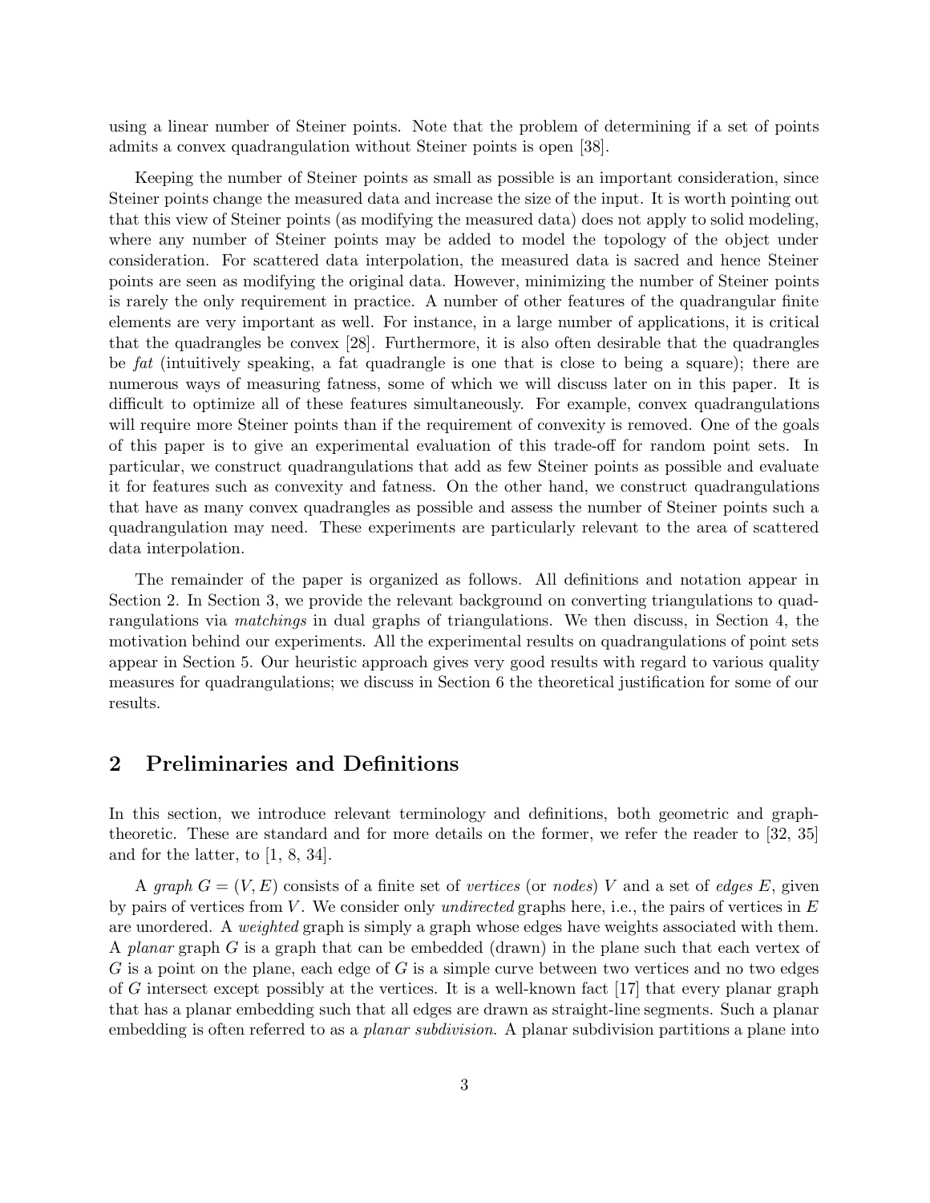using a linear number of Steiner points. Note that the problem of determining if a set of points admits a convex quadrangulation without Steiner points is open [38].

Keeping the number of Steiner points as small as possible is an important consideration, since Steiner points change the measured data and increase the size of the input. It is worth pointing out that this view of Steiner points (as modifying the measured data) does not apply to solid modeling, where any number of Steiner points may be added to model the topology of the object under consideration. For scattered data interpolation, the measured data is sacred and hence Steiner points are seen as modifying the original data. However, minimizing the number of Steiner points is rarely the only requirement in practice. A number of other features of the quadrangular finite elements are very important as well. For instance, in a large number of applications, it is critical that the quadrangles be convex [28]. Furthermore, it is also often desirable that the quadrangles be *fat* (intuitively speaking, a fat quadrangle is one that is close to being a square); there are numerous ways of measuring fatness, some of which we will discuss later on in this paper. It is difficult to optimize all of these features simultaneously. For example, convex quadrangulations will require more Steiner points than if the requirement of convexity is removed. One of the goals of this paper is to give an experimental evaluation of this trade-off for random point sets. In particular, we construct quadrangulations that add as few Steiner points as possible and evaluate it for features such as convexity and fatness. On the other hand, we construct quadrangulations that have as many convex quadrangles as possible and assess the number of Steiner points such a quadrangulation may need. These experiments are particularly relevant to the area of scattered data interpolation.

The remainder of the paper is organized as follows. All definitions and notation appear in Section 2. In Section 3, we provide the relevant background on converting triangulations to quadrangulations via *matchings* in dual graphs of triangulations. We then discuss, in Section 4, the motivation behind our experiments. All the experimental results on quadrangulations of point sets appear in Section 5. Our heuristic approach gives very good results with regard to various quality measures for quadrangulations; we discuss in Section 6 the theoretical justification for some of our results.

## 2 Preliminaries and Definitions

In this section, we introduce relevant terminology and definitions, both geometric and graph-theoretic. These are standard and for more details on the former, we refer the reader to [32, 35] and for the latter, to [1, 8, 34].

A *graph* $G = (V, E)$ consists of a finite set of *vertices* (or *nodes*) $V$ and a set of *edges* $E$, given by pairs of vertices from $V$. We consider only *undirected* graphs here, i.e., the pairs of vertices in $E$ are unordered. A *weighted* graph is simply a graph whose edges have weights associated with them. A *planar* graph $G$ is a graph that can be embedded (drawn) in the plane such that each vertex of $G$ is a point on the plane, each edge of $G$ is a simple curve between two vertices and no two edges of $G$ intersect except possibly at the vertices. It is a well-known fact [17] that every planar graph that has a planar embedding such that all edges are drawn as straight-line segments. Such a planar embedding is often referred to as a *planar subdivision*. A planar subdivision partitions a plane into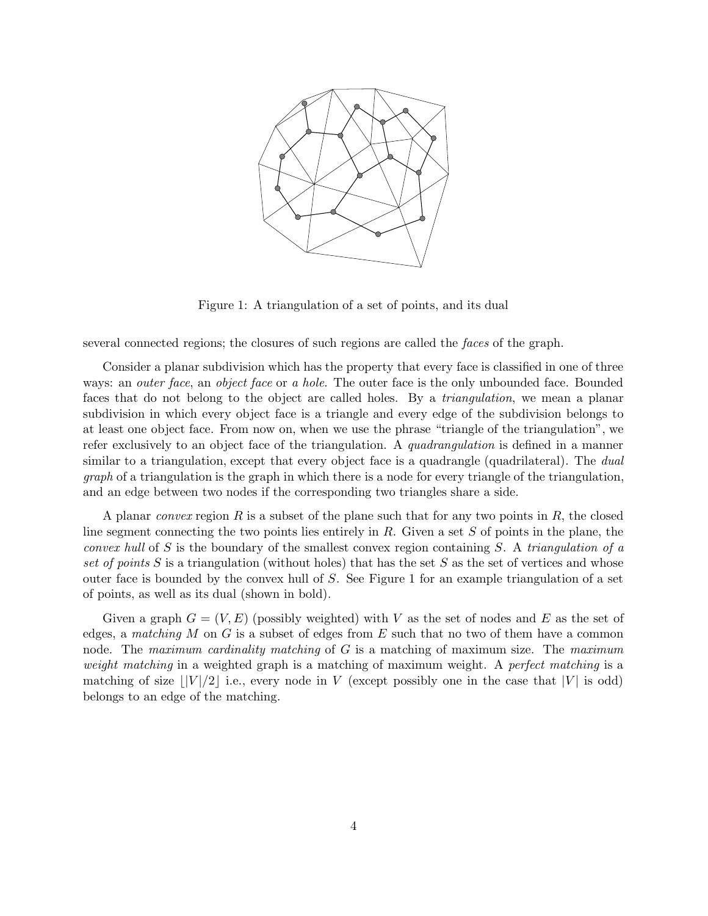Figure 1: A triangulation of a set of points, and its dual

several connected regions; the closures of such regions are called the *faces* of the graph.

Consider a planar subdivision which has the property that every face is classified in one of three ways: an *outer face*, an *object face* or *a hole*. The outer face is the only unbounded face. Bounded faces that do not belong to the object are called holes. By a *triangulation*, we mean a planar subdivision in which every object face is a triangle and every edge of the subdivision belongs to at least one object face. From now on, when we use the phrase "triangle of the triangulation", we refer exclusively to an object face of the triangulation. A *quadrangulation* is defined in a manner similar to a triangulation, except that every object face is a quadrangle (quadrilateral). The *dual graph* of a triangulation is the graph in which there is a node for every triangle of the triangulation, and an edge between two nodes if the corresponding two triangles share a side.

A planar *convex* region $R$ is a subset of the plane such that for any two points in $R$, the closed line segment connecting the two points lies entirely in $R$. Given a set $S$ of points in the plane, the *convex hull* of $S$ is the boundary of the smallest convex region containing $S$. A *triangulation of a set of points* $S$ is a triangulation (without holes) that has the set $S$ as the set of vertices and whose outer face is bounded by the convex hull of $S$. See Figure 1 for an example triangulation of a set of points, as well as its dual (shown in bold).

Given a graph $G = (V, E)$ (possibly weighted) with $V$ as the set of nodes and $E$ as the set of edges, a *matching* $M$ on $G$ is a subset of edges from $E$ such that no two of them have a common node. The *maximum cardinality matching* of $G$ is a matching of maximum size. The *maximum weight matching* in a weighted graph is a matching of maximum weight. A *perfect matching* is a matching of size $\lfloor |V|/2 \rfloor$ i.e., every node in $V$ (except possibly one in the case that $|V|$ is odd) belongs to an edge of the matching.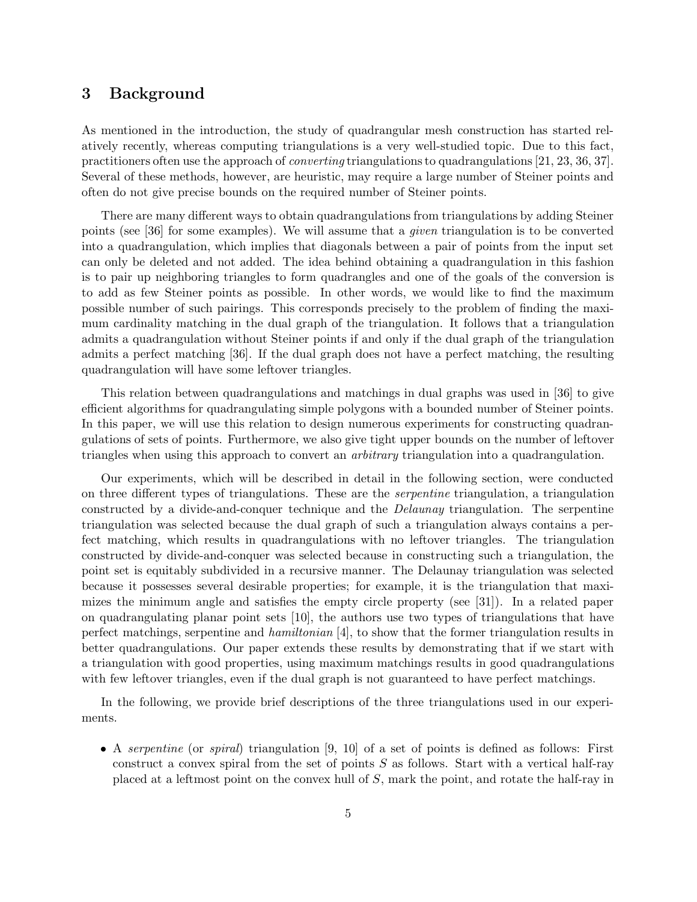## 3 Background

As mentioned in the introduction, the study of quadrangular mesh construction has started relatively recently, whereas computing triangulations is a very well-studied topic. Due to this fact, practitioners often use the approach of *converting* triangulations to quadrangulations [21, 23, 36, 37]. Several of these methods, however, are heuristic, may require a large number of Steiner points and often do not give precise bounds on the required number of Steiner points.

There are many different ways to obtain quadrangulations from triangulations by adding Steiner points (see [36] for some examples). We will assume that a *given* triangulation is to be converted into a quadrangulation, which implies that diagonals between a pair of points from the input set can only be deleted and not added. The idea behind obtaining a quadrangulation in this fashion is to pair up neighboring triangles to form quadrangles and one of the goals of the conversion is to add as few Steiner points as possible. In other words, we would like to find the maximum possible number of such pairings. This corresponds precisely to the problem of finding the maximum cardinality matching in the dual graph of the triangulation. It follows that a triangulation admits a quadrangulation without Steiner points if and only if the dual graph of the triangulation admits a perfect matching [36]. If the dual graph does not have a perfect matching, the resulting quadrangulation will have some leftover triangles.

This relation between quadrangulations and matchings in dual graphs was used in [36] to give efficient algorithms for quadrangulating simple polygons with a bounded number of Steiner points. In this paper, we will use this relation to design numerous experiments for constructing quadrangulations of sets of points. Furthermore, we also give tight upper bounds on the number of leftover triangles when using this approach to convert an *arbitrary* triangulation into a quadrangulation.

Our experiments, which will be described in detail in the following section, were conducted on three different types of triangulations. These are the *serpentine* triangulation, a triangulation constructed by a divide-and-conquer technique and the *Delaunay* triangulation. The serpentine triangulation was selected because the dual graph of such a triangulation always contains a perfect matching, which results in quadrangulations with no leftover triangles. The triangulation constructed by divide-and-conquer was selected because in constructing such a triangulation, the point set is equitably subdivided in a recursive manner. The Delaunay triangulation was selected because it possesses several desirable properties; for example, it is the triangulation that maximizes the minimum angle and satisfies the empty circle property (see [31]). In a related paper on quadrangulating planar point sets [10], the authors use two types of triangulations that have perfect matchings, serpentine and *hamiltonian* [4], to show that the former triangulation results in better quadrangulations. Our paper extends these results by demonstrating that if we start with a triangulation with good properties, using maximum matchings results in good quadrangulations with few leftover triangles, even if the dual graph is not guaranteed to have perfect matchings.

In the following, we provide brief descriptions of the three triangulations used in our experiments.

- A *serpentine* (or *spiral*) triangulation [9, 10] of a set of points is defined as follows: First construct a convex spiral from the set of points $S$ as follows. Start with a vertical half-ray placed at a leftmost point on the convex hull of $S$, mark the point, and rotate the half-ray in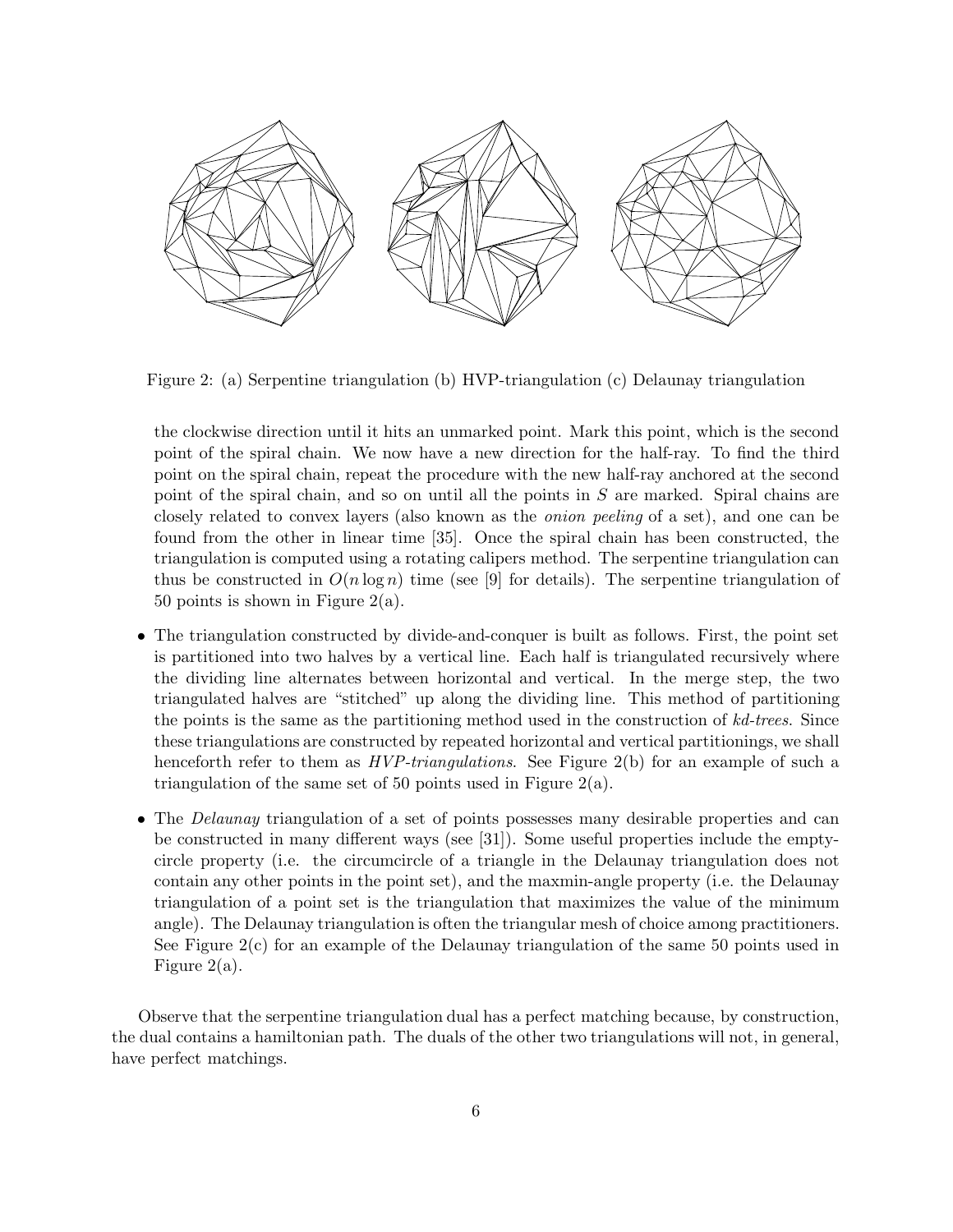Figure 2: (a) Serpentine triangulation (b) HVP-triangulation (c) Delaunay triangulation

the clockwise direction until it hits an unmarked point. Mark this point, which is the second point of the spiral chain. We now have a new direction for the half-ray. To find the third point on the spiral chain, repeat the procedure with the new half-ray anchored at the second point of the spiral chain, and so on until all the points in $S$ are marked. Spiral chains are closely related to convex layers (also known as the *onion peeling* of a set), and one can be found from the other in linear time [35]. Once the spiral chain has been constructed, the triangulation is computed using a rotating calipers method. The serpentine triangulation can thus be constructed in $O(n \log n)$ time (see [9] for details). The serpentine triangulation of 50 points is shown in Figure 2(a).

- The triangulation constructed by divide-and-conquer is built as follows. First, the point set is partitioned into two halves by a vertical line. Each half is triangulated recursively where the dividing line alternates between horizontal and vertical. In the merge step, the two triangulated halves are "stitched" up along the dividing line. This method of partitioning the points is the same as the partitioning method used in the construction of *kd-trees*. Since these triangulations are constructed by repeated horizontal and vertical partitionings, we shall henceforth refer to them as *HVP-triangulations*. See Figure 2(b) for an example of such a triangulation of the same set of 50 points used in Figure 2(a).

- The *Delaunay* triangulation of a set of points possesses many desirable properties and can be constructed in many different ways (see [31]). Some useful properties include the empty-circle property (i.e. the circumcircle of a triangle in the Delaunay triangulation does not contain any other points in the point set), and the maxmin-angle property (i.e. the Delaunay triangulation of a point set is the triangulation that maximizes the value of the minimum angle). The Delaunay triangulation is often the triangular mesh of choice among practitioners. See Figure 2(c) for an example of the Delaunay triangulation of the same 50 points used in Figure 2(a).

Observe that the serpentine triangulation dual has a perfect matching because, by construction, the dual contains a hamiltonian path. The duals of the other two triangulations will not, in general, have perfect matchings.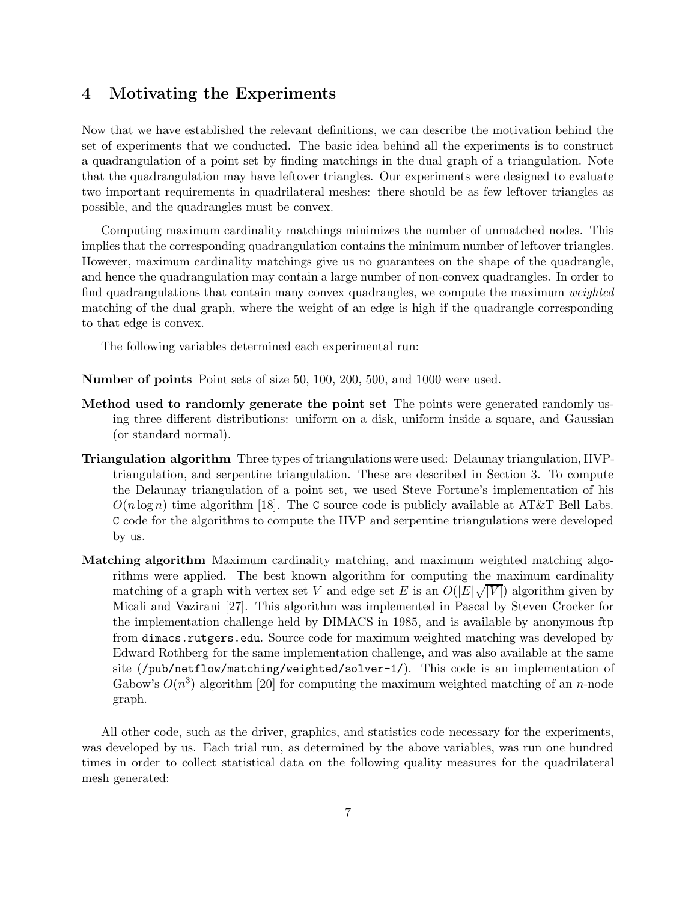## 4 Motivating the Experiments

Now that we have established the relevant definitions, we can describe the motivation behind the set of experiments that we conducted. The basic idea behind all the experiments is to construct a quadrangulation of a point set by finding matchings in the dual graph of a triangulation. Note that the quadrangulation may have leftover triangles. Our experiments were designed to evaluate two important requirements in quadrilateral meshes: there should be as few leftover triangles as possible, and the quadrangles must be convex.

Computing maximum cardinality matchings minimizes the number of unmatched nodes. This implies that the corresponding quadrangulation contains the minimum number of leftover triangles. However, maximum cardinality matchings give us no guarantees on the shape of the quadrangle, and hence the quadrangulation may contain a large number of non-convex quadrangles. In order to find quadrangulations that contain many convex quadrangles, we compute the maximum *weighted* matching of the dual graph, where the weight of an edge is high if the quadrangle corresponding to that edge is convex.

The following variables determined each experimental run:

**Number of points** Point sets of size 50, 100, 200, 500, and 1000 were used.

**Method used to randomly generate the point set** The points were generated randomly using three different distributions: uniform on a disk, uniform inside a square, and Gaussian (or standard normal).

**Triangulation algorithm** Three types of triangulations were used: Delaunay triangulation, HVP-triangulation, and serpentine triangulation. These are described in Section 3. To compute the Delaunay triangulation of a point set, we used Steve Fortune's implementation of his $O(n \log n)$ time algorithm [18]. The `C` source code is publicly available at AT&T Bell Labs. `C` code for the algorithms to compute the HVP and serpentine triangulations were developed by us.

**Matching algorithm** Maximum cardinality matching, and maximum weighted matching algorithms were applied. The best known algorithm for computing the maximum cardinality matching of a graph with vertex set $V$ and edge set $E$ is an $O(|E|\sqrt{|V|})$ algorithm given by Micali and Vazirani [27]. This algorithm was implemented in Pascal by Steven Crocker for the implementation challenge held by DIMACS in 1985, and is available by anonymous ftp from `dimacs.rutgers.edu`. Source code for maximum weighted matching was developed by Edward Rothberg for the same implementation challenge, and was also available at the same site (`/pub/netflow/matching/weighted/solver-1/`). This code is an implementation of Gabow's $O(n^3)$ algorithm [20] for computing the maximum weighted matching of an $n$-node graph.

All other code, such as the driver, graphics, and statistics code necessary for the experiments, was developed by us. Each trial run, as determined by the above variables, was run one hundred times in order to collect statistical data on the following quality measures for the quadrilateral mesh generated: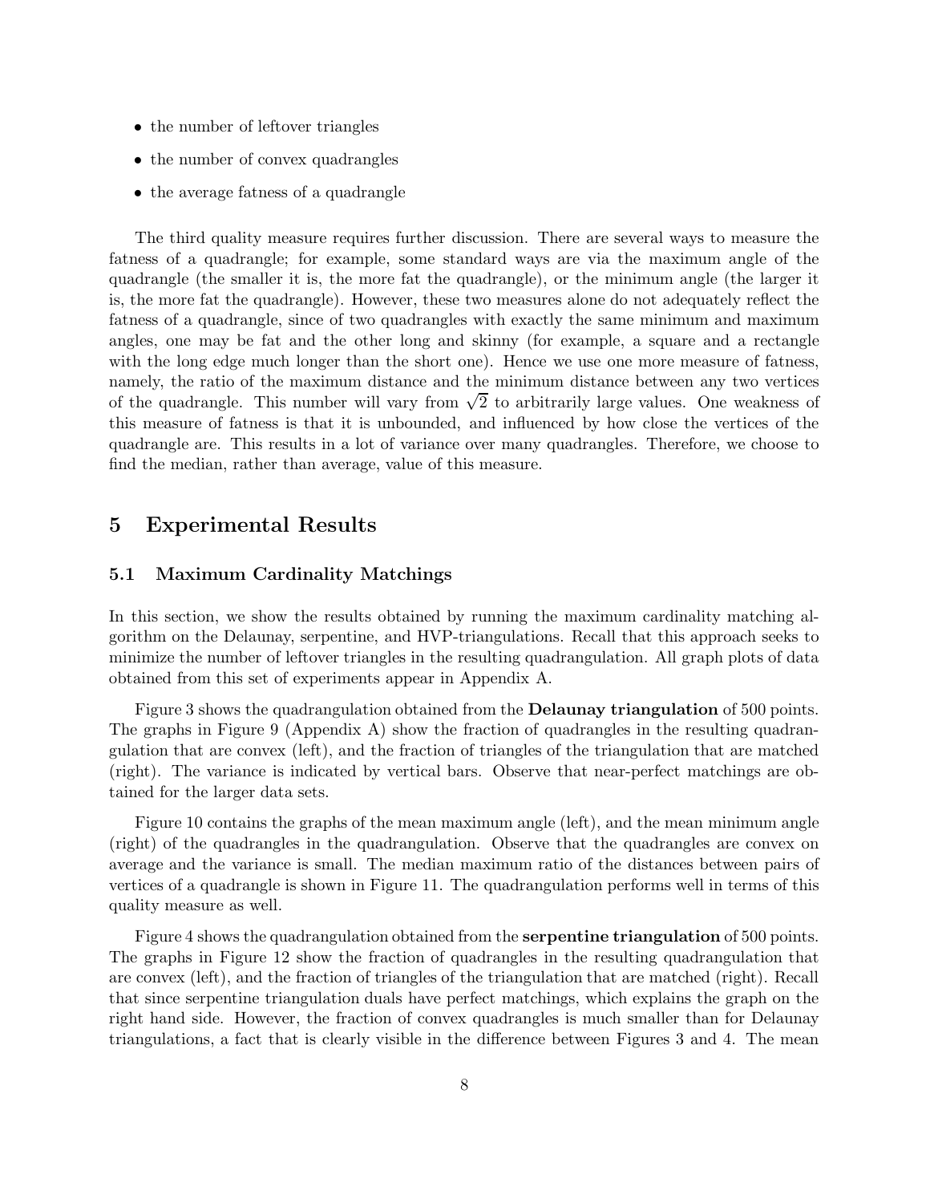- the number of leftover triangles
- the number of convex quadrangles
- the average fatness of a quadrangle

The third quality measure requires further discussion. There are several ways to measure the fatness of a quadrangle; for example, some standard ways are via the maximum angle of the quadrangle (the smaller it is, the more fat the quadrangle), or the minimum angle (the larger it is, the more fat the quadrangle). However, these two measures alone do not adequately reflect the fatness of a quadrangle, since of two quadrangles with exactly the same minimum and maximum angles, one may be fat and the other long and skinny (for example, a square and a rectangle with the long edge much longer than the short one). Hence we use one more measure of fatness, namely, the ratio of the maximum distance and the minimum distance between any two vertices of the quadrangle. This number will vary from $\sqrt{2}$ to arbitrarily large values. One weakness of this measure of fatness is that it is unbounded, and influenced by how close the vertices of the quadrangle are. This results in a lot of variance over many quadrangles. Therefore, we choose to find the median, rather than average, value of this measure.

## 5 Experimental Results

### 5.1 Maximum Cardinality Matchings

In this section, we show the results obtained by running the maximum cardinality matching algorithm on the Delaunay, serpentine, and HVP-triangulations. Recall that this approach seeks to minimize the number of leftover triangles in the resulting quadrangulation. All graph plots of data obtained from this set of experiments appear in Appendix A.

Figure 3 shows the quadrangulation obtained from the **Delaunay triangulation** of 500 points. The graphs in Figure 9 (Appendix A) show the fraction of quadrangles in the resulting quadrangulation that are convex (left), and the fraction of triangles of the triangulation that are matched (right). The variance is indicated by vertical bars. Observe that near-perfect matchings are obtained for the larger data sets.

Figure 10 contains the graphs of the mean maximum angle (left), and the mean minimum angle (right) of the quadrangles in the quadrangulation. Observe that the quadrangles are convex on average and the variance is small. The median maximum ratio of the distances between pairs of vertices of a quadrangle is shown in Figure 11. The quadrangulation performs well in terms of this quality measure as well.

Figure 4 shows the quadrangulation obtained from the **serpentine triangulation** of 500 points. The graphs in Figure 12 show the fraction of quadrangles in the resulting quadrangulation that are convex (left), and the fraction of triangles of the triangulation that are matched (right). Recall that since serpentine triangulation duals have perfect matchings, which explains the graph on the right hand side. However, the fraction of convex quadrangles is much smaller than for Delaunay triangulations, a fact that is clearly visible in the difference between Figures 3 and 4. The mean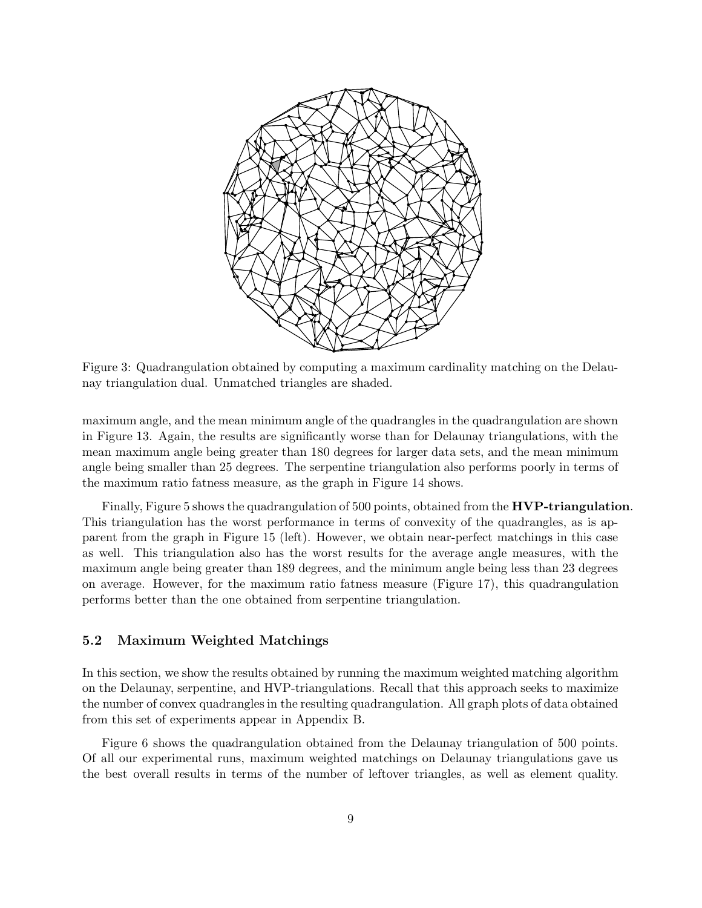Figure 3: Quadrangulation obtained by computing a maximum cardinality matching on the Delaunay triangulation dual. Unmatched triangles are shaded.

maximum angle, and the mean minimum angle of the quadrangles in the quadrangulation are shown in Figure 13. Again, the results are significantly worse than for Delaunay triangulations, with the mean maximum angle being greater than 180 degrees for larger data sets, and the mean minimum angle being smaller than 25 degrees. The serpentine triangulation also performs poorly in terms of the maximum ratio fatness measure, as the graph in Figure 14 shows.

Finally, Figure 5 shows the quadrangulation of 500 points, obtained from the **HVP-triangulation**. This triangulation has the worst performance in terms of convexity of the quadrangles, as is apparent from the graph in Figure 15 (left). However, we obtain near-perfect matchings in this case as well. This triangulation also has the worst results for the average angle measures, with the maximum angle being greater than 189 degrees, and the minimum angle being less than 23 degrees on average. However, for the maximum ratio fatness measure (Figure 17), this quadrangulation performs better than the one obtained from serpentine triangulation.

### 5.2 Maximum Weighted Matchings

In this section, we show the results obtained by running the maximum weighted matching algorithm on the Delaunay, serpentine, and HVP-triangulations. Recall that this approach seeks to maximize the number of convex quadrangles in the resulting quadrangulation. All graph plots of data obtained from this set of experiments appear in Appendix B.

Figure 6 shows the quadrangulation obtained from the Delaunay triangulation of 500 points. Of all our experimental runs, maximum weighted matchings on Delaunay triangulations gave us the best overall results in terms of the number of leftover triangles, as well as element quality.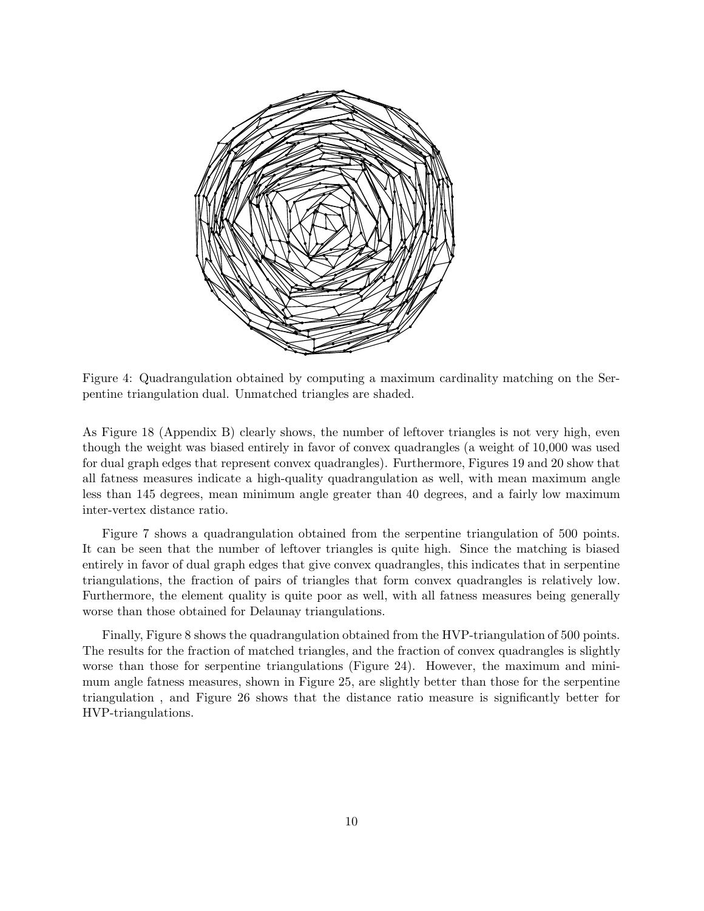Figure 4: Quadrangulation obtained by computing a maximum cardinality matching on the Serpentine triangulation dual. Unmatched triangles are shaded.

As Figure 18 (Appendix B) clearly shows, the number of leftover triangles is not very high, even though the weight was biased entirely in favor of convex quadrangles (a weight of 10,000 was used for dual graph edges that represent convex quadrangles). Furthermore, Figures 19 and 20 show that all fatness measures indicate a high-quality quadrangulation as well, with mean maximum angle less than 145 degrees, mean minimum angle greater than 40 degrees, and a fairly low maximum inter-vertex distance ratio.

Figure 7 shows a quadrangulation obtained from the serpentine triangulation of 500 points. It can be seen that the number of leftover triangles is quite high. Since the matching is biased entirely in favor of dual graph edges that give convex quadrangles, this indicates that in serpentine triangulations, the fraction of pairs of triangles that form convex quadrangles is relatively low. Furthermore, the element quality is quite poor as well, with all fatness measures being generally worse than those obtained for Delaunay triangulations.

Finally, Figure 8 shows the quadrangulation obtained from the HVP-triangulation of 500 points. The results for the fraction of matched triangles, and the fraction of convex quadrangles is slightly worse than those for serpentine triangulations (Figure 24). However, the maximum and minimum angle fatness measures, shown in Figure 25, are slightly better than those for the serpentine triangulation , and Figure 26 shows that the distance ratio measure is significantly better for HVP-triangulations.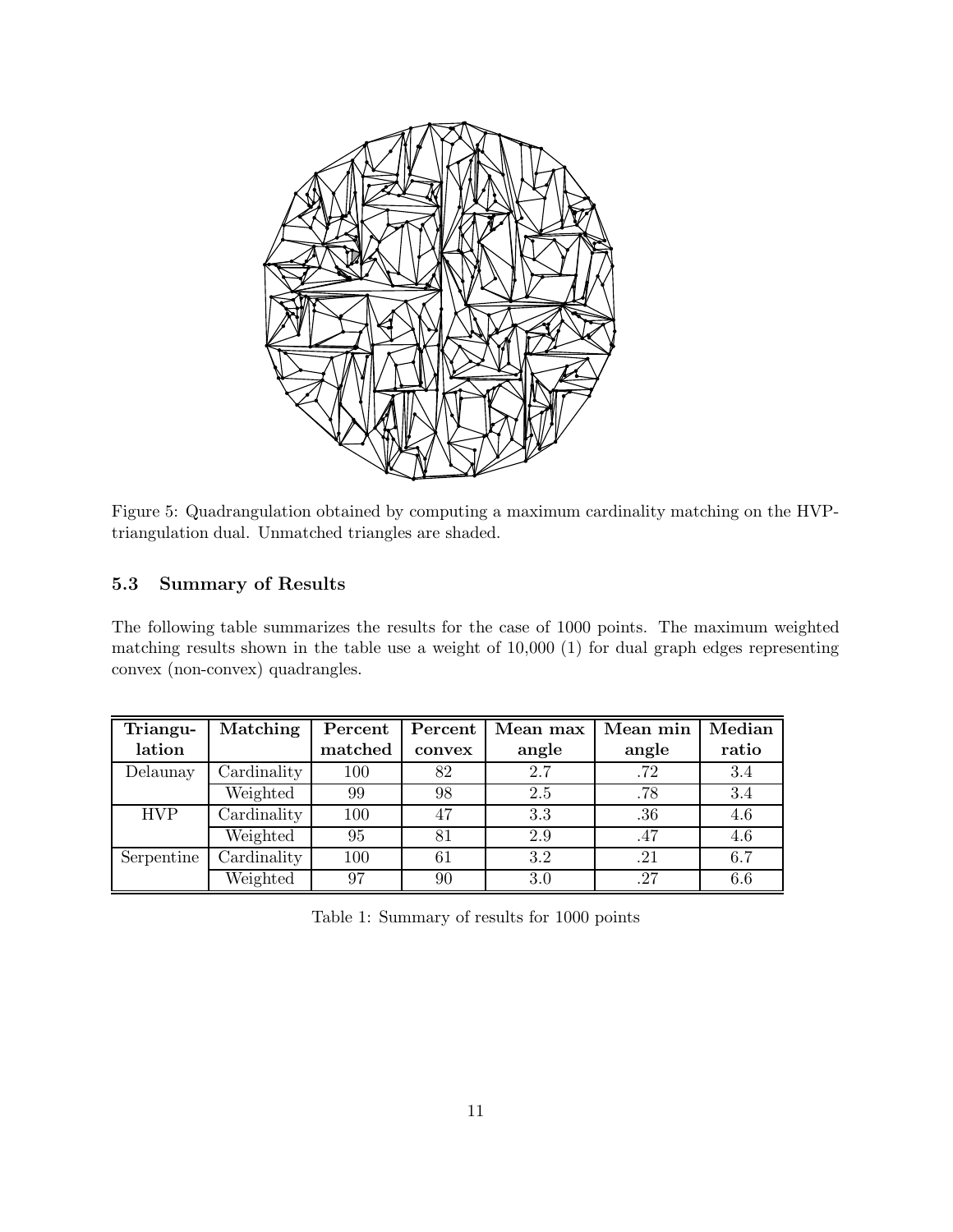Figure 5: Quadrangulation obtained by computing a maximum cardinality matching on the HVP-triangulation dual. Unmatched triangles are shaded.

### 5.3 Summary of Results

The following table summarizes the results for the case of 1000 points. The maximum weighted matching results shown in the table use a weight of 10,000 (1) for dual graph edges representing convex (non-convex) quadrangles.

| Triangulation | Matching | Percent matched | Percent convex | Mean max angle | Mean min angle | Median ratio |
|---|---|---|---|---|---|---|
| Delaunay | Cardinality | 100 | 82 | 2.7 | .72 | 3.4 |
| | Weighted | 99 | 98 | 2.5 | .78 | 3.4 |
| HVP | Cardinality | 100 | 47 | 3.3 | .36 | 4.6 |
| | Weighted | 95 | 81 | 2.9 | .47 | 4.6 |
| Serpentine | Cardinality | 100 | 61 | 3.2 | .21 | 6.7 |
| | Weighted | 97 | 90 | 3.0 | .27 | 6.6 |

Table 1: Summary of results for 1000 points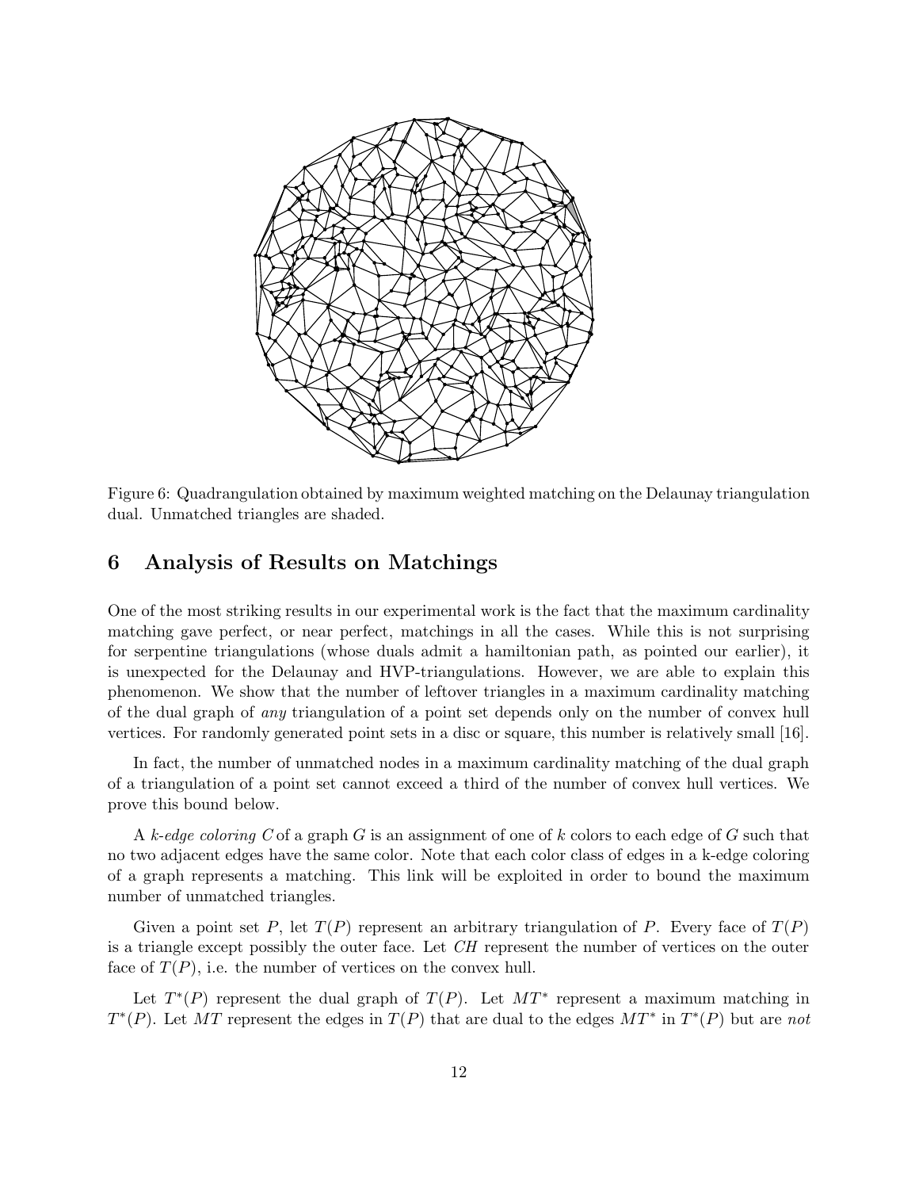Figure 6: Quadrangulation obtained by maximum weighted matching on the Delaunay triangulation dual. Unmatched triangles are shaded.

## 6 Analysis of Results on Matchings

One of the most striking results in our experimental work is the fact that the maximum cardinality matching gave perfect, or near perfect, matchings in all the cases. While this is not surprising for serpentine triangulations (whose duals admit a hamiltonian path, as pointed our earlier), it is unexpected for the Delaunay and HVP-triangulations. However, we are able to explain this phenomenon. We show that the number of leftover triangles in a maximum cardinality matching of the dual graph of *any* triangulation of a point set depends only on the number of convex hull vertices. For randomly generated point sets in a disc or square, this number is relatively small [16].

In fact, the number of unmatched nodes in a maximum cardinality matching of the dual graph of a triangulation of a point set cannot exceed a third of the number of convex hull vertices. We prove this bound below.

A *k-edge coloring* $C$ of a graph $G$ is an assignment of one of $k$ colors to each edge of $G$ such that no two adjacent edges have the same color. Note that each color class of edges in a k-edge coloring of a graph represents a matching. This link will be exploited in order to bound the maximum number of unmatched triangles.

Given a point set $P$, let $T(P)$ represent an arbitrary triangulation of $P$. Every face of $T(P)$ is a triangle except possibly the outer face. Let $CH$ represent the number of vertices on the outer face of $T(P)$, i.e. the number of vertices on the convex hull.

Let $T^*(P)$ represent the dual graph of $T(P)$. Let $MT^*$ represent a maximum matching in $T^*(P)$. Let $MT$ represent the edges in $T(P)$ that are dual to the edges $MT^*$ in $T^*(P)$ but are *not*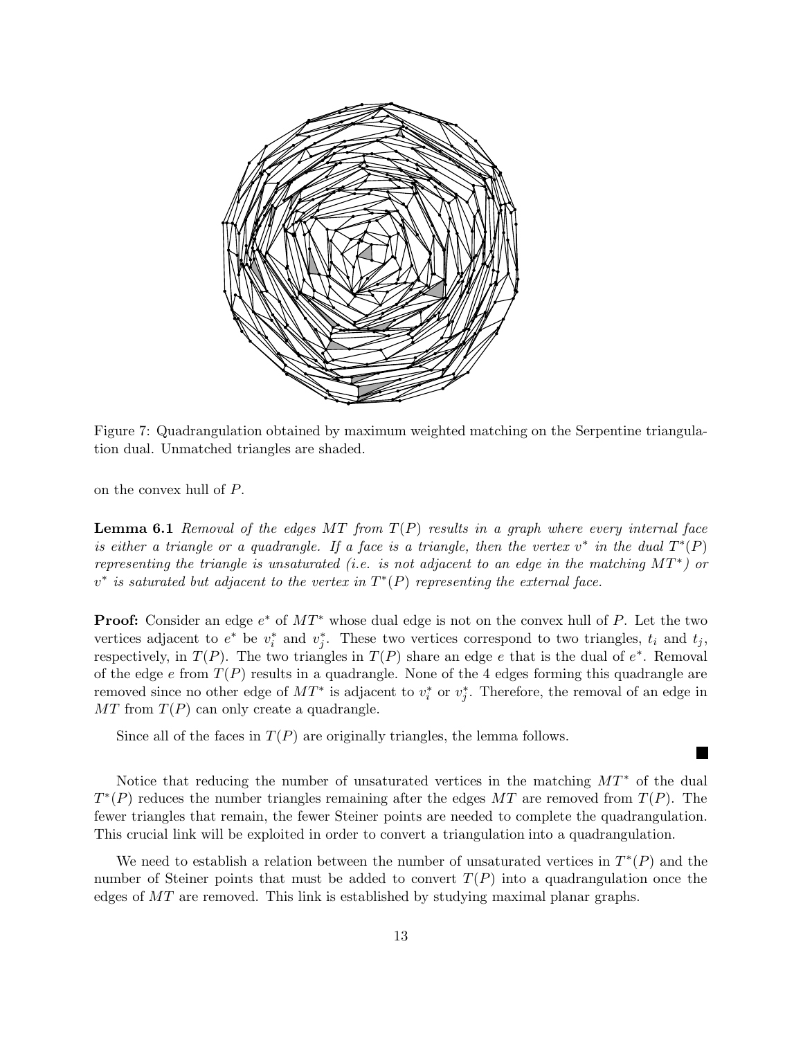Figure 7: Quadrangulation obtained by maximum weighted matching on the Serpentine triangulation dual. Unmatched triangles are shaded.

on the convex hull of $P$.

**Lemma 6.1** *Removal of the edges $MT$ from $T(P)$ results in a graph where every internal face is either a triangle or a quadrangle. If a face is a triangle, then the vertex $v^*$ in the dual $T^*(P)$ representing the triangle is unsaturated (i.e. is not adjacent to an edge in the matching $MT^*$) or $v^*$ is saturated but adjacent to the vertex in $T^*(P)$ representing the external face.*

**Proof:** Consider an edge $e^*$ of $MT^*$ whose dual edge is not on the convex hull of $P$. Let the two vertices adjacent to $e^*$ be $v_i^*$ and $v_j^*$. These two vertices correspond to two triangles, $t_i$ and $t_j$, respectively, in $T(P)$. The two triangles in $T(P)$ share an edge $e$ that is the dual of $e^*$. Removal of the edge $e$ from $T(P)$ results in a quadrangle. None of the 4 edges forming this quadrangle are removed since no other edge of $MT^*$ is adjacent to $v_i^*$ or $v_j^*$. Therefore, the removal of an edge in $MT$ from $T(P)$ can only create a quadrangle.

Since all of the faces in $T(P)$ are originally triangles, the lemma follows.

■

Notice that reducing the number of unsaturated vertices in the matching $MT^*$ of the dual $T^*(P)$ reduces the number triangles remaining after the edges $MT$ are removed from $T(P)$. The fewer triangles that remain, the fewer Steiner points are needed to complete the quadrangulation. This crucial link will be exploited in order to convert a triangulation into a quadrangulation.

We need to establish a relation between the number of unsaturated vertices in $T^*(P)$ and the number of Steiner points that must be added to convert $T(P)$ into a quadrangulation once the edges of $MT$ are removed. This link is established by studying maximal planar graphs.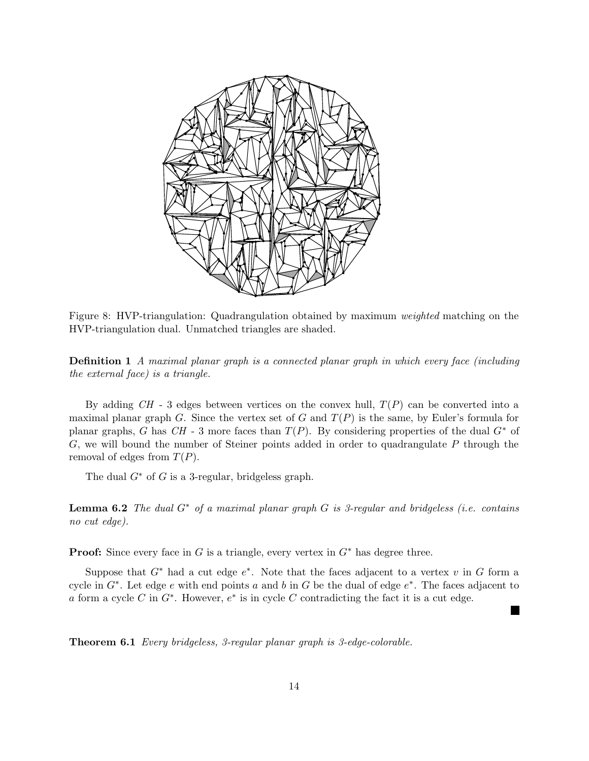Figure 8: HVP-triangulation: Quadrangulation obtained by maximum *weighted* matching on the HVP-triangulation dual. Unmatched triangles are shaded.

**Definition 1** *A maximal planar graph is a connected planar graph in which every face (including the external face) is a triangle.*

By adding $CH$ - 3 edges between vertices on the convex hull, $T(P)$ can be converted into a maximal planar graph $G$. Since the vertex set of $G$ and $T(P)$ is the same, by Euler's formula for planar graphs, $G$ has $CH$ - 3 more faces than $T(P)$. By considering properties of the dual $G^*$ of $G$, we will bound the number of Steiner points added in order to quadrangulate $P$ through the removal of edges from $T(P)$.

The dual $G^*$ of $G$ is a 3-regular, bridgeless graph.

**Lemma 6.2** *The dual $G^*$ of a maximal planar graph $G$ is 3-regular and bridgeless (i.e. contains no cut edge).*

**Proof:** Since every face in $G$ is a triangle, every vertex in $G^*$ has degree three.

Suppose that $G^*$ had a cut edge $e^*$. Note that the faces adjacent to a vertex $v$ in $G$ form a cycle in $G^*$. Let edge $e$ with end points $a$ and $b$ in $G$ be the dual of edge $e^*$. The faces adjacent to $a$ form a cycle $C$ in $G^*$. However, $e^*$ is in cycle $C$ contradicting the fact it is a cut edge. ■

**Theorem 6.1** *Every bridgeless, 3-regular planar graph is 3-edge-colorable.*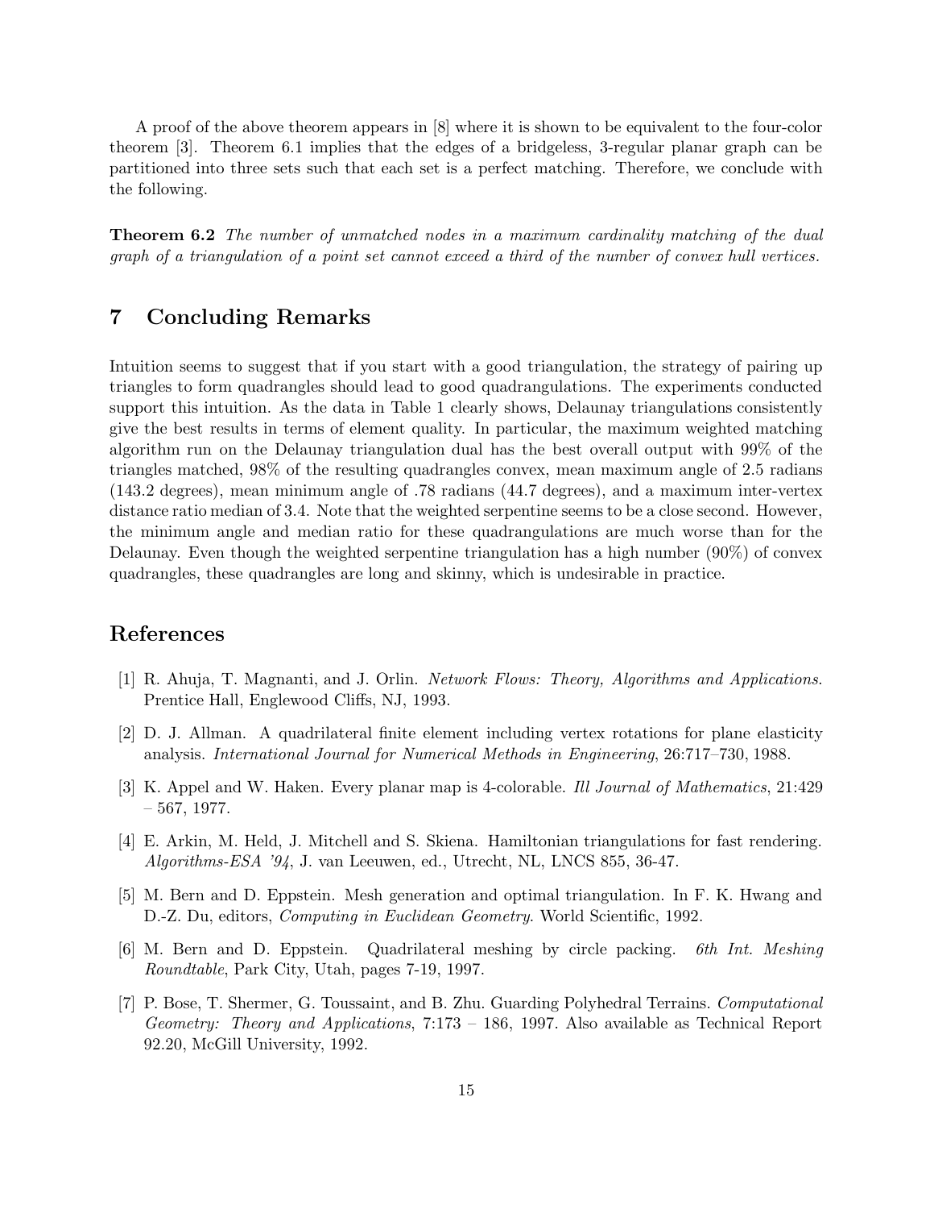A proof of the above theorem appears in [8] where it is shown to be equivalent to the four-color theorem [3]. Theorem 6.1 implies that the edges of a bridgeless, 3-regular planar graph can be partitioned into three sets such that each set is a perfect matching. Therefore, we conclude with the following.

**Theorem 6.2** *The number of unmatched nodes in a maximum cardinality matching of the dual graph of a triangulation of a point set cannot exceed a third of the number of convex hull vertices.*

## 7 Concluding Remarks

Intuition seems to suggest that if you start with a good triangulation, the strategy of pairing up triangles to form quadrangles should lead to good quadrangulations. The experiments conducted support this intuition. As the data in Table 1 clearly shows, Delaunay triangulations consistently give the best results in terms of element quality. In particular, the maximum weighted matching algorithm run on the Delaunay triangulation dual has the best overall output with 99% of the triangles matched, 98% of the resulting quadrangles convex, mean maximum angle of 2.5 radians (143.2 degrees), mean minimum angle of .78 radians (44.7 degrees), and a maximum inter-vertex distance ratio median of 3.4. Note that the weighted serpentine seems to be a close second. However, the minimum angle and median ratio for these quadrangulations are much worse than for the Delaunay. Even though the weighted serpentine triangulation has a high number (90%) of convex quadrangles, these quadrangles are long and skinny, which is undesirable in practice.

## References

[1] R. Ahuja, T. Magnanti, and J. Orlin. *Network Flows: Theory, Algorithms and Applications.* Prentice Hall, Englewood Cliffs, NJ, 1993.

[2] D. J. Allman. A quadrilateral finite element including vertex rotations for plane elasticity analysis. *International Journal for Numerical Methods in Engineering*, 26:717–730, 1988.

[3] K. Appel and W. Haken. Every planar map is 4-colorable. *Ill Journal of Mathematics*, 21:429 – 567, 1977.

[4] E. Arkin, M. Held, J. Mitchell and S. Skiena. Hamiltonian triangulations for fast rendering. *Algorithms-ESA '94*, J. van Leeuwen, ed., Utrecht, NL, LNCS 855, 36-47.

[5] M. Bern and D. Eppstein. Mesh generation and optimal triangulation. In F. K. Hwang and D.-Z. Du, editors, *Computing in Euclidean Geometry*. World Scientific, 1992.

[6] M. Bern and D. Eppstein. Quadrilateral meshing by circle packing. *6th Int. Meshing Roundtable*, Park City, Utah, pages 7-19, 1997.

[7] P. Bose, T. Shermer, G. Toussaint, and B. Zhu. Guarding Polyhedral Terrains. *Computational Geometry: Theory and Applications*, 7:173 – 186, 1997. Also available as Technical Report 92.20, McGill University, 1992.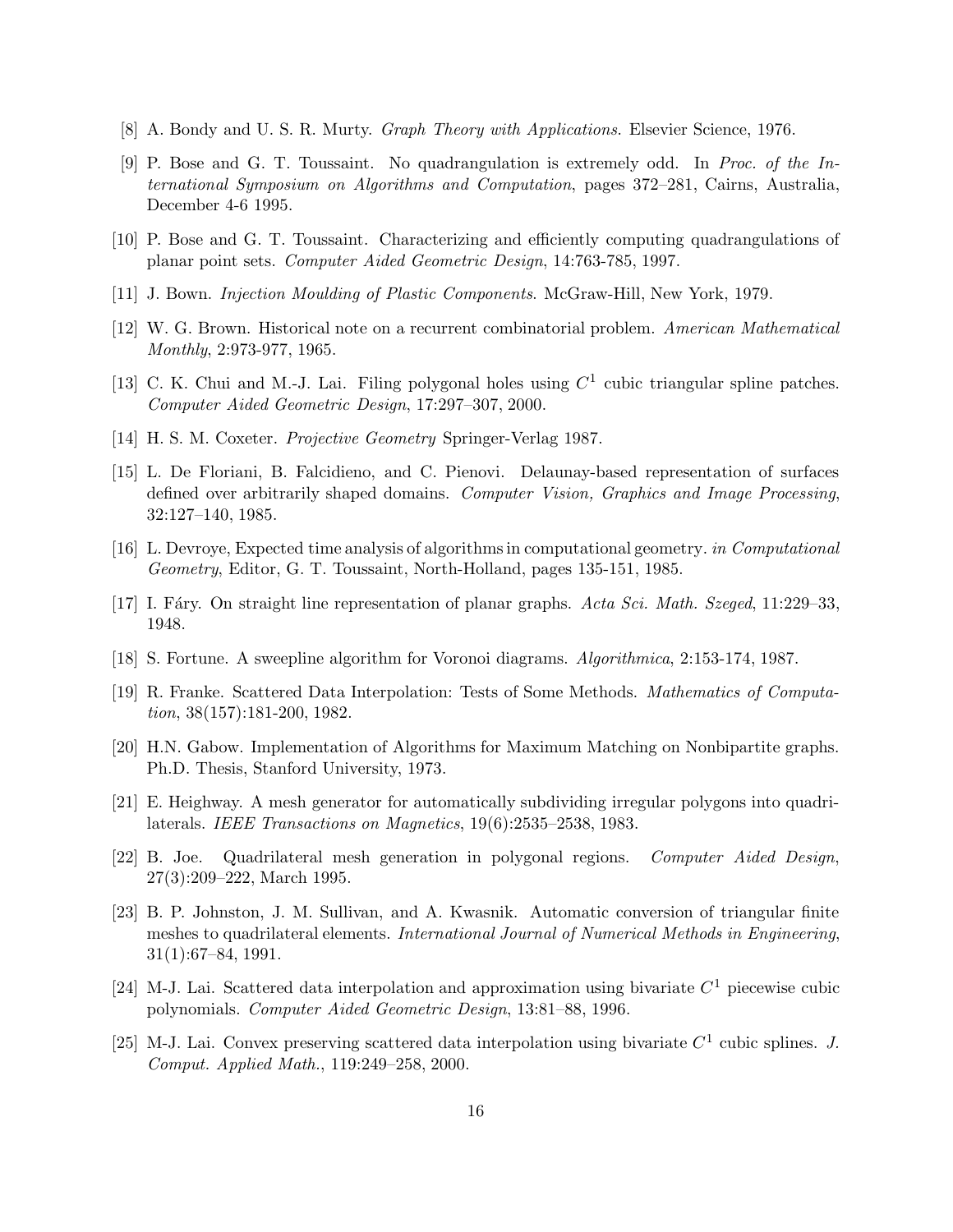[8] A. Bondy and U. S. R. Murty. *Graph Theory with Applications*. Elsevier Science, 1976.

[9] P. Bose and G. T. Toussaint. No quadrangulation is extremely odd. In *Proc. of the International Symposium on Algorithms and Computation*, pages 372–281, Cairns, Australia, December 4-6 1995.

[10] P. Bose and G. T. Toussaint. Characterizing and efficiently computing quadrangulations of planar point sets. *Computer Aided Geometric Design*, 14:763-785, 1997.

[11] J. Bown. *Injection Moulding of Plastic Components*. McGraw-Hill, New York, 1979.

[12] W. G. Brown. Historical note on a recurrent combinatorial problem. *American Mathematical Monthly*, 2:973-977, 1965.

[13] C. K. Chui and M.-J. Lai. Filing polygonal holes using $C^1$ cubic triangular spline patches. *Computer Aided Geometric Design*, 17:297–307, 2000.

[14] H. S. M. Coxeter. *Projective Geometry* Springer-Verlag 1987.

[15] L. De Floriani, B. Falcidieno, and C. Pienovi. Delaunay-based representation of surfaces defined over arbitrarily shaped domains. *Computer Vision, Graphics and Image Processing*, 32:127–140, 1985.

[16] L. Devroye, Expected time analysis of algorithms in computational geometry. *in Computational Geometry*, Editor, G. T. Toussaint, North-Holland, pages 135-151, 1985.

[17] I. Fáry. On straight line representation of planar graphs. *Acta Sci. Math. Szeged*, 11:229–33, 1948.

[18] S. Fortune. A sweepline algorithm for Voronoi diagrams. *Algorithmica*, 2:153-174, 1987.

[19] R. Franke. Scattered Data Interpolation: Tests of Some Methods. *Mathematics of Computation*, 38(157):181-200, 1982.

[20] H.N. Gabow. Implementation of Algorithms for Maximum Matching on Nonbipartite graphs. Ph.D. Thesis, Stanford University, 1973.

[21] E. Heighway. A mesh generator for automatically subdividing irregular polygons into quadrilaterals. *IEEE Transactions on Magnetics*, 19(6):2535–2538, 1983.

[22] B. Joe. Quadrilateral mesh generation in polygonal regions. *Computer Aided Design*, 27(3):209–222, March 1995.

[23] B. P. Johnston, J. M. Sullivan, and A. Kwasnik. Automatic conversion of triangular finite meshes to quadrilateral elements. *International Journal of Numerical Methods in Engineering*, 31(1):67–84, 1991.

[24] M-J. Lai. Scattered data interpolation and approximation using bivariate $C^1$ piecewise cubic polynomials. *Computer Aided Geometric Design*, 13:81–88, 1996.

[25] M-J. Lai. Convex preserving scattered data interpolation using bivariate $C^1$ cubic splines. *J. Comput. Applied Math.*, 119:249–258, 2000.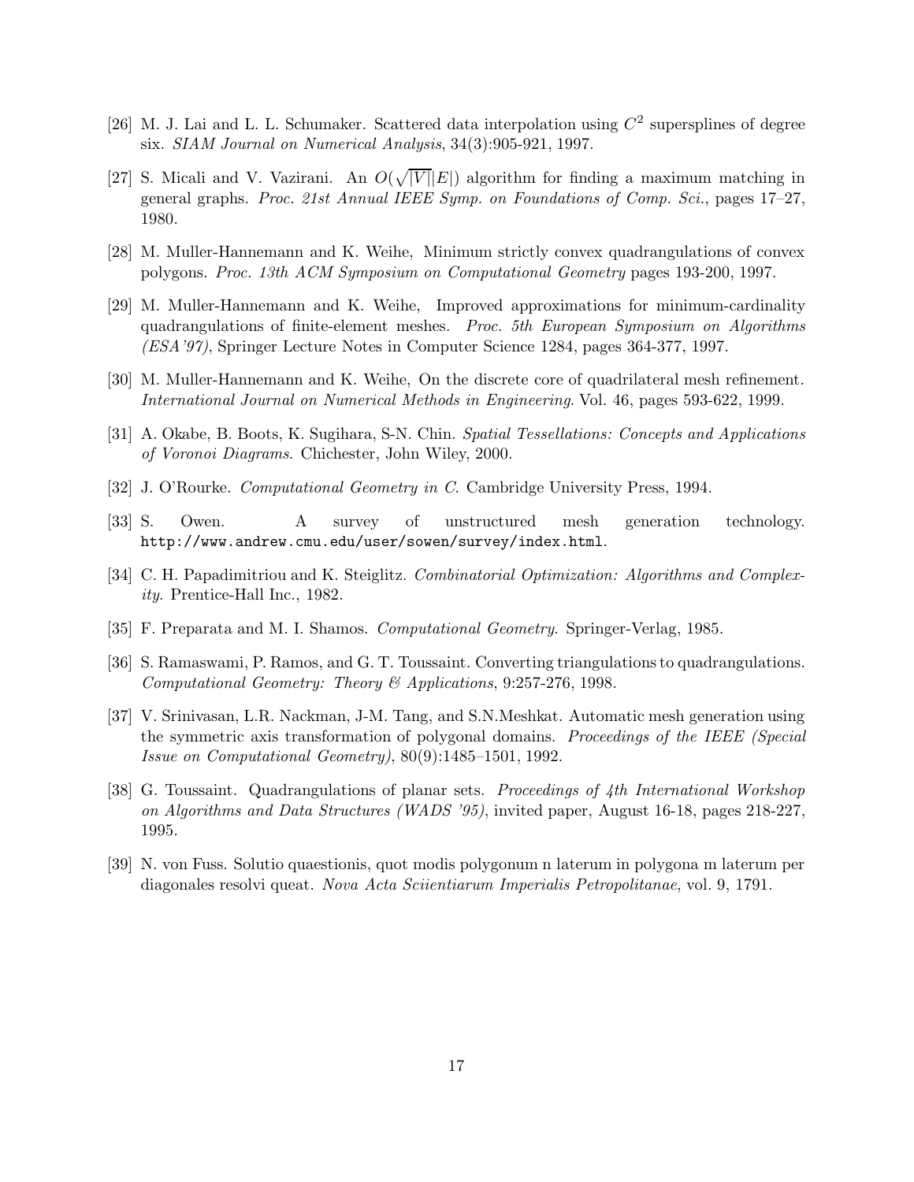[26] M. J. Lai and L. L. Schumaker. Scattered data interpolation using $C^2$ supersplines of degree six. *SIAM Journal on Numerical Analysis*, 34(3):905-921, 1997.

[27] S. Micali and V. Vazirani. An $O(\sqrt{|V|}|E|)$ algorithm for finding a maximum matching in general graphs. *Proc. 21st Annual IEEE Symp. on Foundations of Comp. Sci.*, pages 17–27, 1980.

[28] M. Muller-Hannemann and K. Weihe, Minimum strictly convex quadrangulations of convex polygons. *Proc. 13th ACM Symposium on Computational Geometry* pages 193-200, 1997.

[29] M. Muller-Hannemann and K. Weihe, Improved approximations for minimum-cardinality quadrangulations of finite-element meshes. *Proc. 5th European Symposium on Algorithms (ESA'97)*, Springer Lecture Notes in Computer Science 1284, pages 364-377, 1997.

[30] M. Muller-Hannemann and K. Weihe, On the discrete core of quadrilateral mesh refinement. *International Journal on Numerical Methods in Engineering*. Vol. 46, pages 593-622, 1999.

[31] A. Okabe, B. Boots, K. Sugihara, S-N. Chin. *Spatial Tessellations: Concepts and Applications of Voronoi Diagrams*. Chichester, John Wiley, 2000.

[32] J. O'Rourke. *Computational Geometry in C*. Cambridge University Press, 1994.

[33] S. Owen. A survey of unstructured mesh generation technology. `http://www.andrew.cmu.edu/user/sowen/survey/index.html`.

[34] C. H. Papadimitriou and K. Steiglitz. *Combinatorial Optimization: Algorithms and Complexity*. Prentice-Hall Inc., 1982.

[35] F. Preparata and M. I. Shamos. *Computational Geometry*. Springer-Verlag, 1985.

[36] S. Ramaswami, P. Ramos, and G. T. Toussaint. Converting triangulations to quadrangulations. *Computational Geometry: Theory & Applications*, 9:257-276, 1998.

[37] V. Srinivasan, L.R. Nackman, J-M. Tang, and S.N.Meshkat. Automatic mesh generation using the symmetric axis transformation of polygonal domains. *Proceedings of the IEEE (Special Issue on Computational Geometry)*, 80(9):1485–1501, 1992.

[38] G. Toussaint. Quadrangulations of planar sets. *Proceedings of 4th International Workshop on Algorithms and Data Structures (WADS '95)*, invited paper, August 16-18, pages 218-227, 1995.

[39] N. von Fuss. Solutio quaestionis, quot modis polygonum n laterum in polygona m laterum per diagonales resolvi queat. *Nova Acta Sciientiarum Imperialis Petropolitanae*, vol. 9, 1791.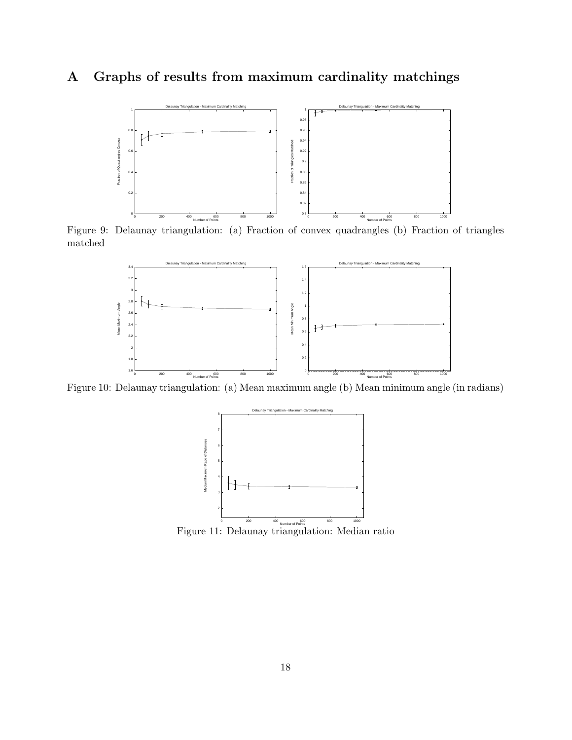# A Graphs of results from maximum cardinality matchings

Figure 9: Delaunay triangulation: (a) Fraction of convex quadrangles (b) Fraction of triangles matched

Figure 10: Delaunay triangulation: (a) Mean maximum angle (b) Mean minimum angle (in radians)

Figure 11: Delaunay triangulation: Median ratio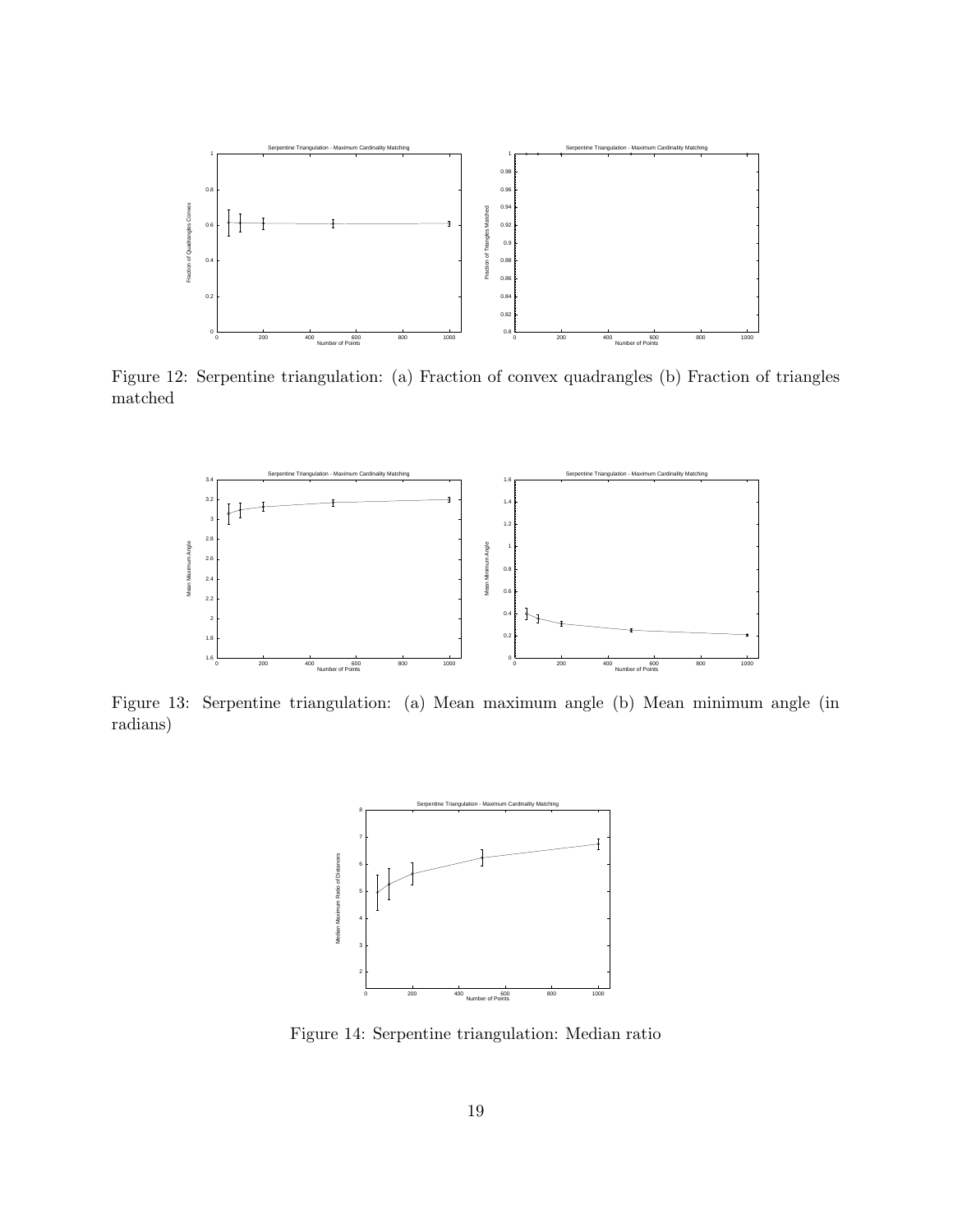Figure 12: Serpentine triangulation: (a) Fraction of convex quadrangles (b) Fraction of triangles matched

Figure 13: Serpentine triangulation: (a) Mean maximum angle (b) Mean minimum angle (in radians)

Figure 14: Serpentine triangulation: Median ratio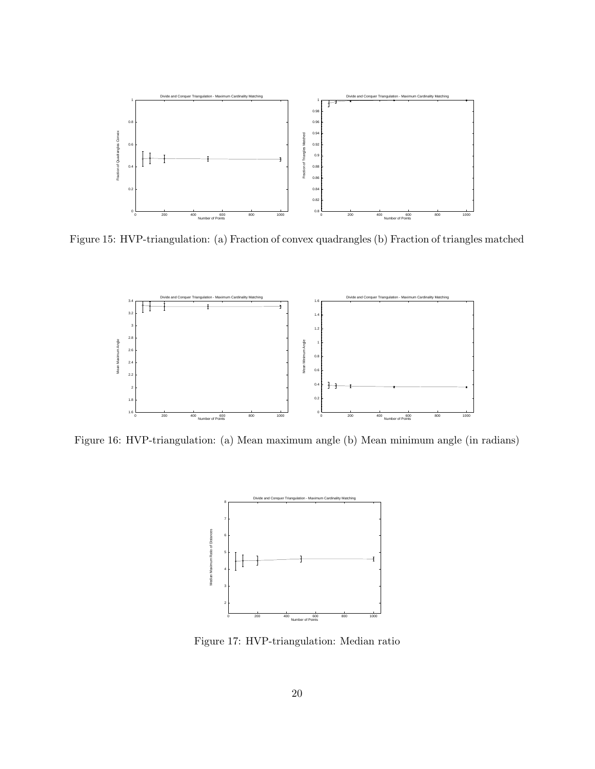Figure 15: HVP-triangulation: (a) Fraction of convex quadrangles (b) Fraction of triangles matched

Figure 16: HVP-triangulation: (a) Mean maximum angle (b) Mean minimum angle (in radians)

Figure 17: HVP-triangulation: Median ratio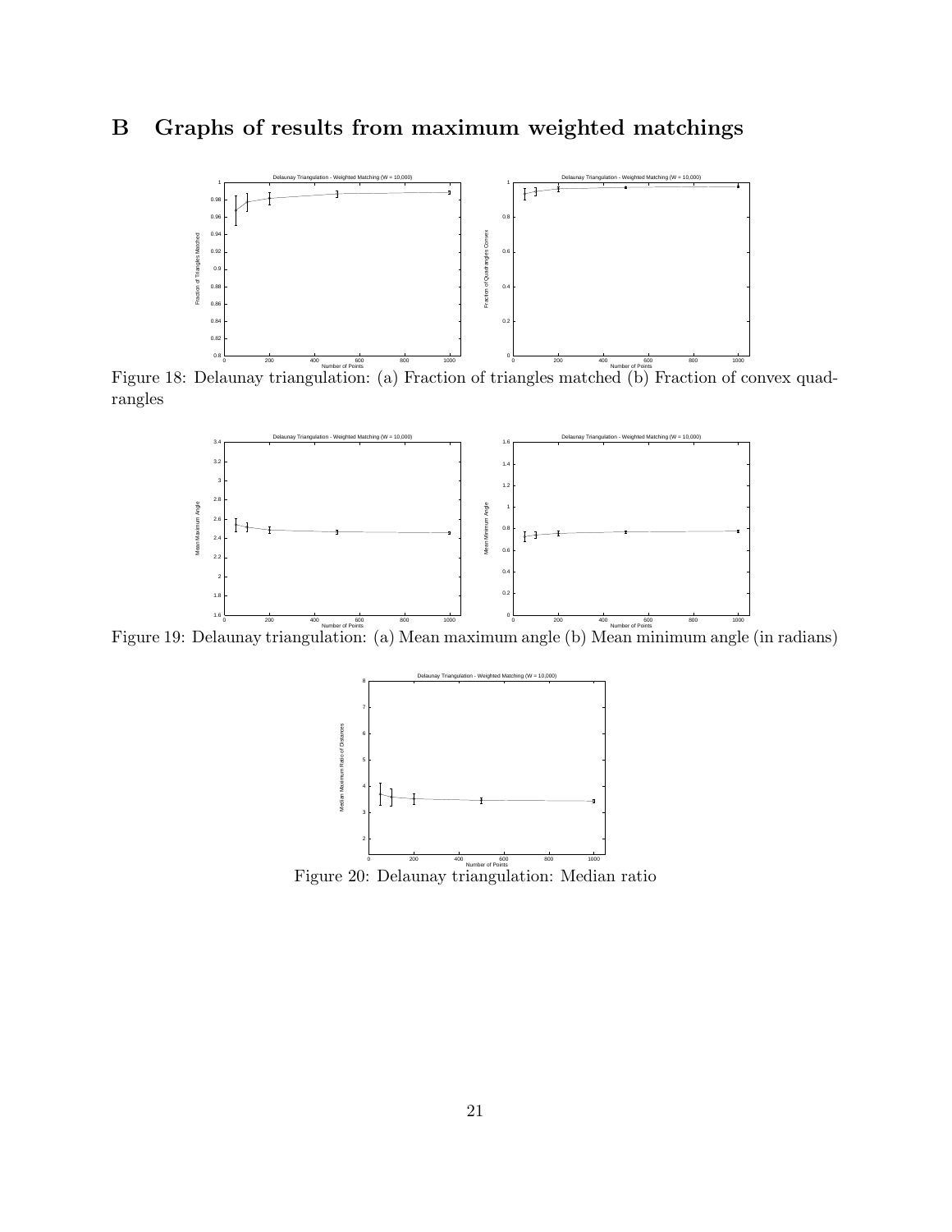# B Graphs of results from maximum weighted matchings

Figure 18: Delaunay triangulation: (a) Fraction of triangles matched (b) Fraction of convex quadrangles

Figure 19: Delaunay triangulation: (a) Mean maximum angle (b) Mean minimum angle (in radians)

Figure 20: Delaunay triangulation: Median ratio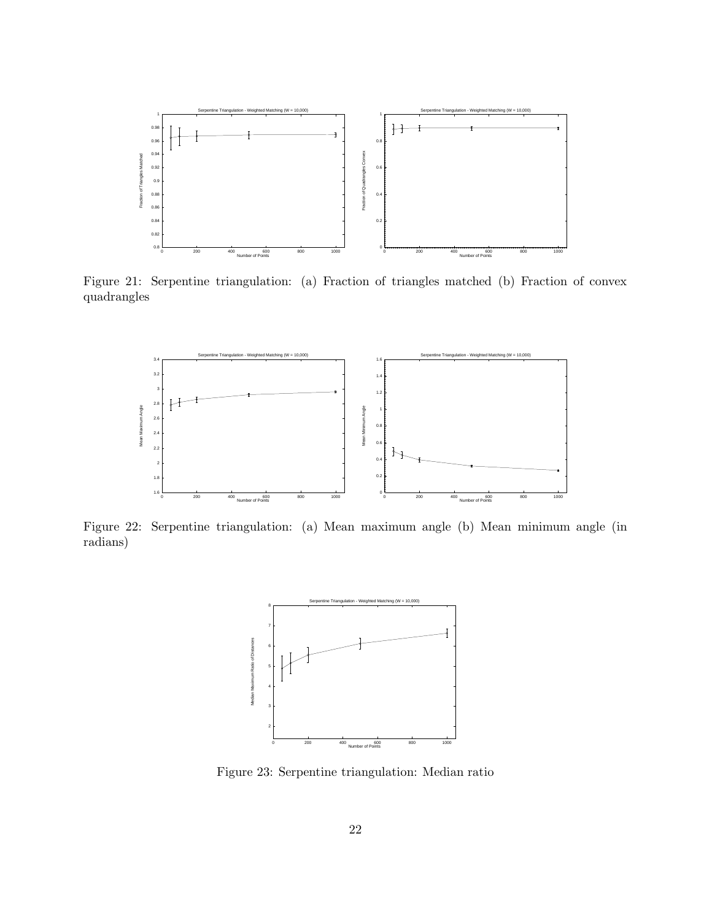Figure 21: Serpentine triangulation: (a) Fraction of triangles matched (b) Fraction of convex quadrangles

Figure 22: Serpentine triangulation: (a) Mean maximum angle (b) Mean minimum angle (in radians)

Figure 23: Serpentine triangulation: Median ratio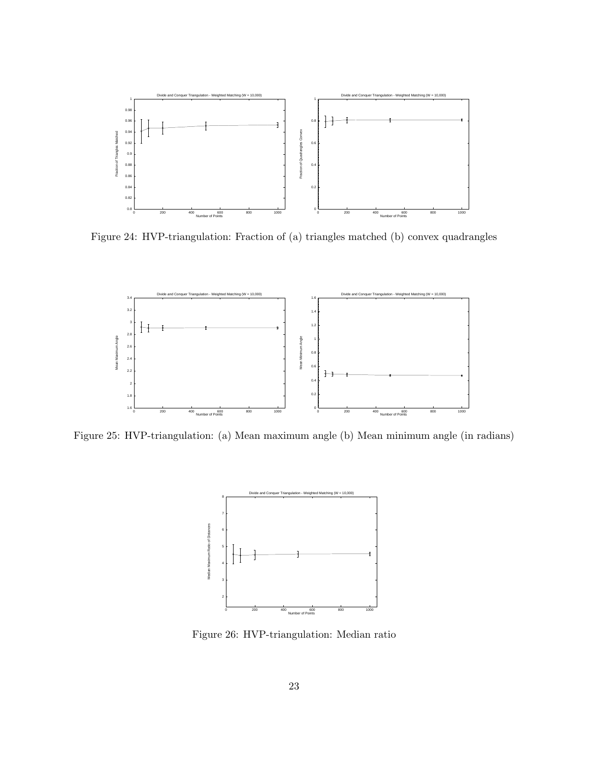Divide and Conquer Triangulation - Weighted Matching (W = 10,000)

Fraction of Triangles Matched

1
0.98
0.96
0.94
0.92
0.9
0.88
0.86
0.84
0.82
0.8

0 200 400 600 800 1000

Number of Points

Divide and Conquer Triangulation - Weighted Matching (W = 10,000)

Fraction of Quadrangles Convex

1
0.8
0.6
0.4
0.2
0

0 200 400 600 800 1000

Number of Points

Figure 24: HVP-triangulation: Fraction of (a) triangles matched (b) convex quadrangles

Divide and Conquer Triangulation - Weighted Matching (W = 10,000)

Mean Maximum Angle

3.4
3.2
3
2.8
2.6
2.4
2.2
2
1.8
1.6

0 200 400 600 800 1000

Number of Points

Divide and Conquer Triangulation - Weighted Matching (W = 10,000)

Mean Minimum Angle

1.6
1.4
1.2
1
0.8
0.6
0.4
0.2
0

0 200 400 600 800 1000

Number of Points

Figure 25: HVP-triangulation: (a) Mean maximum angle (b) Mean minimum angle (in radians)

Divide and Conquer Triangulation - Weighted Matching (W = 10,000)

Median Maximum Ratio of Distances

8
7
6
5
4
3
2

0 200 400 600 800 1000

Number of Points

Figure 26: HVP-triangulation: Median ratio